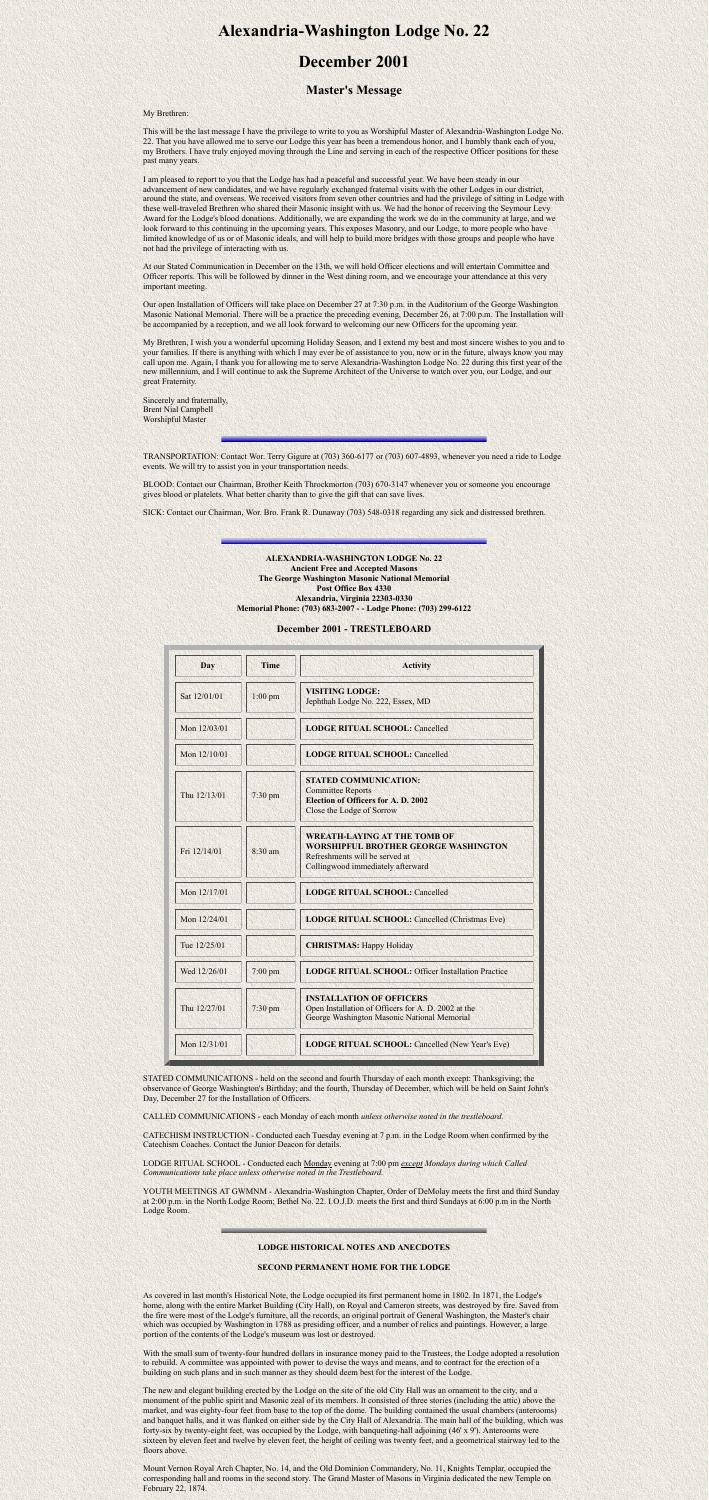# Alexandria-Washington Lodge No. 22

## December 2001

### Master's Message

My Brethren:

This will be the last message I have the privilege to write to you as Worshipful Master of Alexandria-Washington Lodge No. 22. That you have allowed me to serve our Lodge this year has been a tremendous honor, and I humbly thank each of you, my Brothers. I have truly enjoyed moving through the Line and serving in each of the respective Officer positions for these past many years.

I am pleased to report to you that the Lodge has had a peaceful and successful year. We have been steady in our advancement of new candidates, and we have regularly exchanged fraternal visits with the other Lodges in our district, around the state, and overseas. We received visitors from seven other countries and had the privilege of sitting in Lodge with these well-traveled Brethren who shared their Masonic insight with us. We had the honor of receiving the Seymour Levy Award for the Lodge's blood donations. Additionally, we are expanding the work we do in the community at large, and we look forward to this continuing in the upcoming years. This exposes Masonry, and our Lodge, to more people who have limited knowledge of us or of Masonic ideals, and will help to build more bridges with those groups and people who have not had the privilege of interacting with us.

At our Stated Communication in December on the 13th, we will hold Officer elections and will entertain Committee and Officer reports. This will be followed by dinner in the West dining room, and we encourage your attendance at this very important meeting.

Our open Installation of Officers will take place on December 27 at 7:30 p.m. in the Auditorium of the George Washington Masonic National Memorial. There will be a practice the preceding evening, December 26, at 7:00 p.m. The Installation will be accompanied by a reception, and we all look forward to welcoming our new Officers for the upcoming year.

My Brethren, I wish you a wonderful upcoming Holiday Season, and I extend my best and most sincere wishes to you and to your families. If there is anything with which I may ever be of assistance to you, now or in the future, always know you may call upon me. Again, I thank you for allowing me to serve Alexandria-Washington Lodge No. 22 during this first year of the new millennium, and I will continue to ask the Supreme Architect of the Universe to watch over you, our Lodge, and our great Fraternity.

Sincerely and fraternally,
Brent Nial Campbell
Worshipful Master

---

TRANSPORTATION: Contact Wor. Terry Gigure at (703) 360-6177 or (703) 607-4893, whenever you need a ride to Lodge events. We will try to assist you in your transportation needs.

BLOOD: Contact our Chairman, Brother Keith Throckmorton (703) 670-3147 whenever you or someone you encourage gives blood or platelets. What better charity than to give the gift that can save lives.

SICK: Contact our Chairman, Wor. Bro. Frank R. Dunaway (703) 548-0318 regarding any sick and distressed brethren.

---

**ALEXANDRIA-WASHINGTON LODGE No. 22**
**Ancient Free and Accepted Masons**
**The George Washington Masonic National Memorial**
**Post Office Box 4330**
**Alexandria, Virginia 22303-0330**
**Memorial Phone: (703) 683-2007 - - Lodge Phone: (703) 299-6122**

### December 2001 - TRESTLEBOARD

| Day | Time | Activity |
|---|---|---|
| Sat 12/01/01 | 1:00 pm | **VISITING LODGE:** Jephthah Lodge No. 222, Essex, MD |
| Mon 12/03/01 | | **LODGE RITUAL SCHOOL:** Cancelled |
| Mon 12/10/01 | | **LODGE RITUAL SCHOOL:** Cancelled |
| Thu 12/13/01 | 7:30 pm | **STATED COMMUNICATION:** Committee Reports **Election of Officers for A. D. 2002** Close the Lodge of Sorrow |
| Fri 12/14/01 | 8:30 am | **WREATH-LAYING AT THE TOMB OF WORSHIPFUL BROTHER GEORGE WASHINGTON** Refreshments will be served at Collingwood immediately afterward |
| Mon 12/17/01 | | **LODGE RITUAL SCHOOL:** Cancelled |
| Mon 12/24/01 | | **LODGE RITUAL SCHOOL:** Cancelled (Christmas Eve) |
| Tue 12/25/01 | | **CHRISTMAS:** Happy Holiday |
| Wed 12/26/01 | 7:00 pm | **LODGE RITUAL SCHOOL:** Officer Installation Practice |
| Thu 12/27/01 | 7:30 pm | **INSTALLATION OF OFFICERS** Open Installation of Officers for A. D. 2002 at the George Washington Masonic National Memorial |
| Mon 12/31/01 | | **LODGE RITUAL SCHOOL:** Cancelled (New Year's Eve) |

STATED COMMUNICATIONS - held on the second and fourth Thursday of each month except: Thanksgiving; the observance of George Washington's Birthday; and the fourth, Thursday of December, which will be held on Saint John's Day, December 27 for the Installation of Officers.

CALLED COMMUNICATIONS - each Monday of each month *unless otherwise noted in the trestleboard.*

CATECHISM INSTRUCTION - Conducted each Tuesday evening at 7 p.m. in the Lodge Room when confirmed by the Catechism Coaches. Contact the Junior Deacon for details.

LODGE RITUAL SCHOOL - Conducted each Monday evening at 7:00 pm *except Mondays during which Called Communications take place unless otherwise noted in the Trestleboard.*

YOUTH MEETINGS AT GWMNM - Alexandria-Washington Chapter, Order of DeMolay meets the first and third Sunday at 2:00 p.m. in the North Lodge Room; Bethel No. 22. I.O.J.D. meets the first and third Sundays at 6:00 p.m in the North Lodge Room.

---

### LODGE HISTORICAL NOTES AND ANECDOTES

#### SECOND PERMANENT HOME FOR THE LODGE

As covered in last month's Historical Note, the Lodge occupied its first permanent home in 1802. In 1871, the Lodge's home, along with the entire Market Building (City Hall), on Royal and Cameron streets, was destroyed by fire. Saved from the fire were most of the Lodge's furniture, all the records, an original portrait of General Washington, the Master's chair which was occupied by Washington in 1788 as presiding officer, and a number of relics and paintings. However, a large portion of the contents of the Lodge's museum was lost or destroyed.

With the small sum of twenty-four hundred dollars in insurance money paid to the Trustees, the Lodge adopted a resolution to rebuild. A committee was appointed with power to devise the ways and means, and to contract for the erection of a building on such plans and in such manner as they should deem best for the interest of the Lodge.

The new and elegant building erected by the Lodge on the site of the old City Hall was an ornament to the city, and a monument of the public spirit and Masonic zeal of its members. It consisted of three stories (including the attic) above the market, and was eighty-four feet from base to the top of the dome. The building contained the usual chambers (anterooms) and banquet halls, and it was flanked on either side by the City Hall of Alexandria. The main hall of the building, which was forty-six by twenty-eight feet, was occupied by the Lodge, with banqueting-hall adjoining (46' x 9'). Anterooms were sixteen by eleven feet and twelve by eleven feet, the height of ceiling was twenty feet, and a geometrical stairway led to the floors above.

Mount Vernon Royal Arch Chapter, No. 14, and the Old Dominion Commandery, No. 11, Knights Templar, occupied the corresponding hall and rooms in the second story. The Grand Master of Masons in Virginia dedicated the new Temple on February 22, 1874.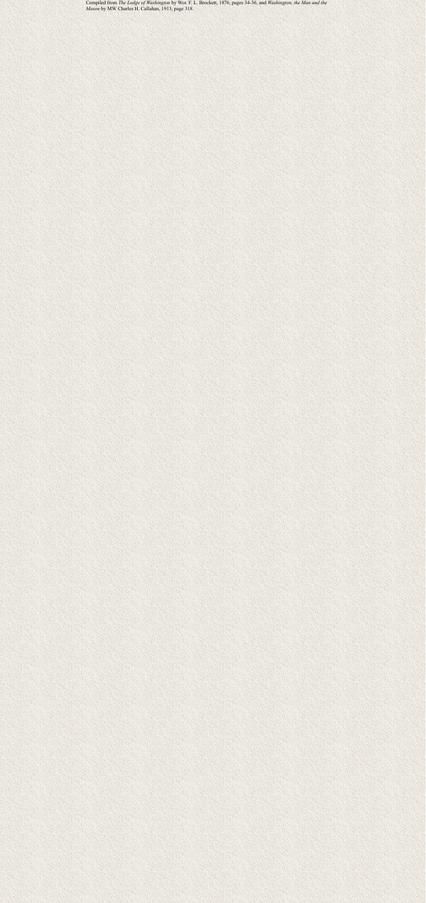Compiled from *The Lodge of Washington* by Wor. F. L. Brockett, 1876, pages 34-36, and *Washington, the Man and the Mason* by MW Charles H. Callahan, 1913, page 318.